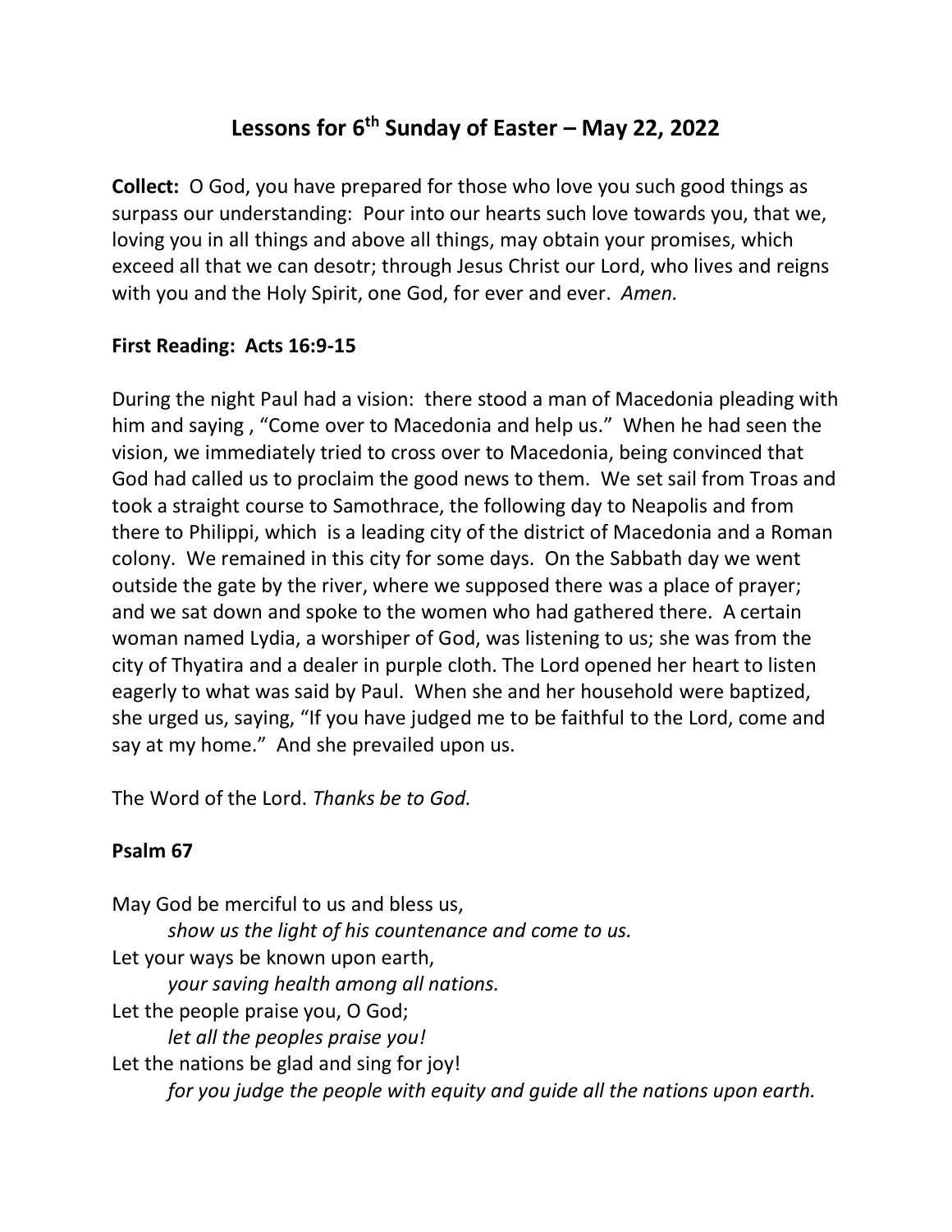# Lessons for 6th Sunday of Easter – May 22, 2022

**Collect:** O God, you have prepared for those who love you such good things as surpass our understanding: Pour into our hearts such love towards you, that we, loving you in all things and above all things, may obtain your promises, which exceed all that we can desotr; through Jesus Christ our Lord, who lives and reigns with you and the Holy Spirit, one God, for ever and ever. *Amen.*

**First Reading: Acts 16:9-15**

During the night Paul had a vision: there stood a man of Macedonia pleading with him and saying , "Come over to Macedonia and help us." When he had seen the vision, we immediately tried to cross over to Macedonia, being convinced that God had called us to proclaim the good news to them. We set sail from Troas and took a straight course to Samothrace, the following day to Neapolis and from there to Philippi, which is a leading city of the district of Macedonia and a Roman colony. We remained in this city for some days. On the Sabbath day we went outside the gate by the river, where we supposed there was a place of prayer; and we sat down and spoke to the women who had gathered there. A certain woman named Lydia, a worshiper of God, was listening to us; she was from the city of Thyatira and a dealer in purple cloth. The Lord opened her heart to listen eagerly to what was said by Paul. When she and her household were baptized, she urged us, saying, "If you have judged me to be faithful to the Lord, come and say at my home." And she prevailed upon us.

The Word of the Lord. *Thanks be to God.*

**Psalm 67**

May God be merciful to us and bless us,
&nbsp;&nbsp;&nbsp;&nbsp;*show us the light of his countenance and come to us.*
Let your ways be known upon earth,
&nbsp;&nbsp;&nbsp;&nbsp;*your saving health among all nations.*
Let the people praise you, O God;
&nbsp;&nbsp;&nbsp;&nbsp;*let all the peoples praise you!*
Let the nations be glad and sing for joy!
&nbsp;&nbsp;&nbsp;&nbsp;*for you judge the people with equity and guide all the nations upon earth.*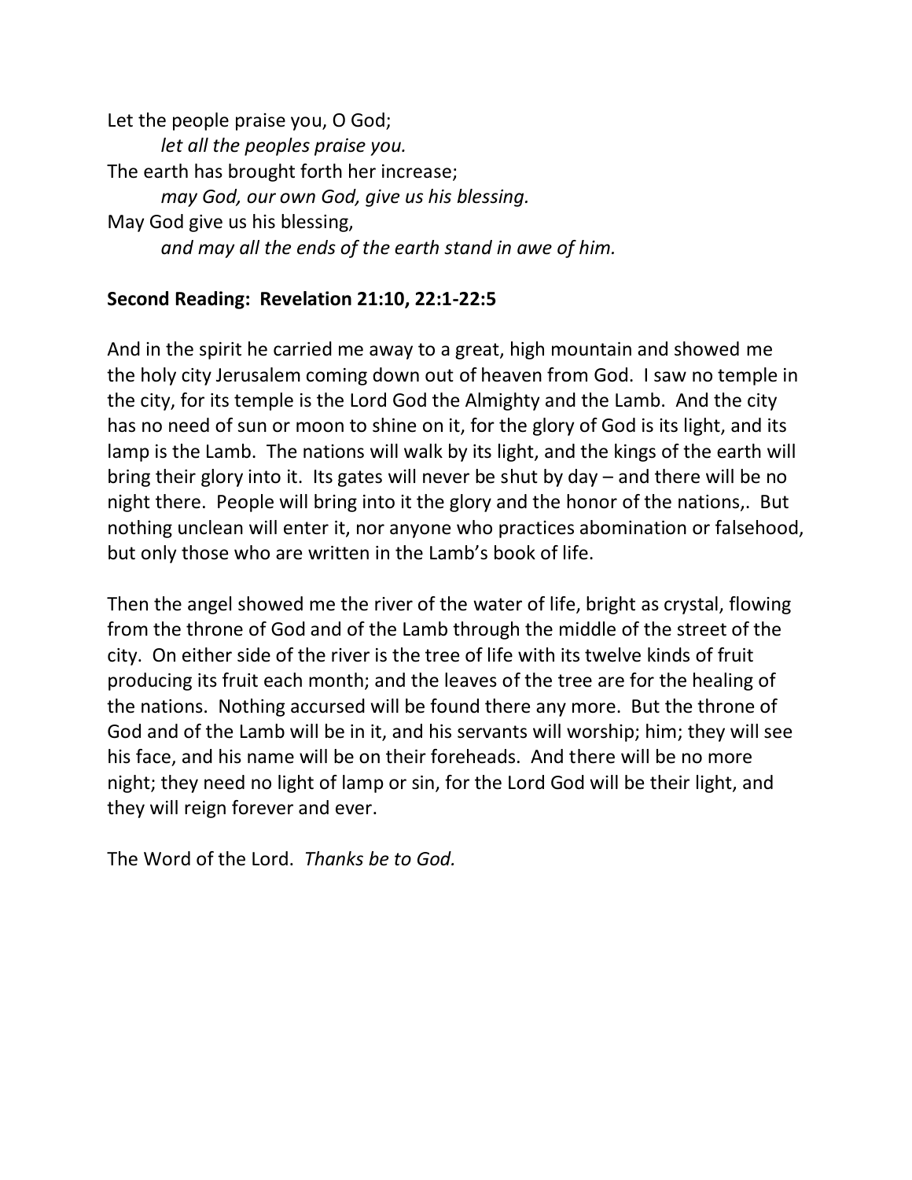Let the people praise you, O God;

*let all the peoples praise you.*

The earth has brought forth her increase;

*may God, our own God, give us his blessing.*

May God give us his blessing,

*and may all the ends of the earth stand in awe of him.*

**Second Reading: Revelation 21:10, 22:1-22:5**

And in the spirit he carried me away to a great, high mountain and showed me the holy city Jerusalem coming down out of heaven from God. I saw no temple in the city, for its temple is the Lord God the Almighty and the Lamb. And the city has no need of sun or moon to shine on it, for the glory of God is its light, and its lamp is the Lamb. The nations will walk by its light, and the kings of the earth will bring their glory into it. Its gates will never be shut by day – and there will be no night there. People will bring into it the glory and the honor of the nations,. But nothing unclean will enter it, nor anyone who practices abomination or falsehood, but only those who are written in the Lamb's book of life.

Then the angel showed me the river of the water of life, bright as crystal, flowing from the throne of God and of the Lamb through the middle of the street of the city. On either side of the river is the tree of life with its twelve kinds of fruit producing its fruit each month; and the leaves of the tree are for the healing of the nations. Nothing accursed will be found there any more. But the throne of God and of the Lamb will be in it, and his servants will worship; him; they will see his face, and his name will be on their foreheads. And there will be no more night; they need no light of lamp or sin, for the Lord God will be their light, and they will reign forever and ever.

The Word of the Lord. *Thanks be to God.*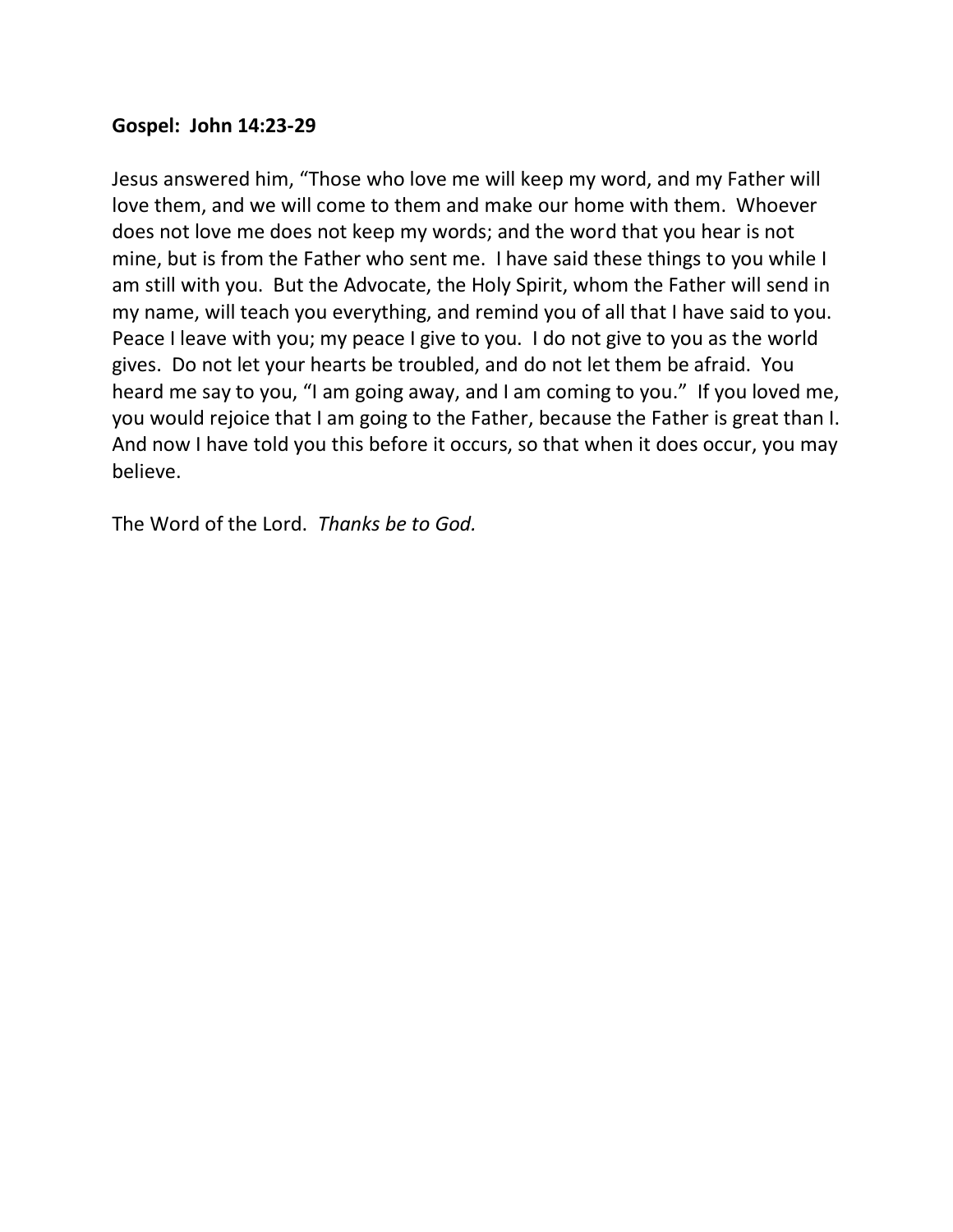**Gospel: John 14:23-29**

Jesus answered him, "Those who love me will keep my word, and my Father will love them, and we will come to them and make our home with them. Whoever does not love me does not keep my words; and the word that you hear is not mine, but is from the Father who sent me. I have said these things to you while I am still with you. But the Advocate, the Holy Spirit, whom the Father will send in my name, will teach you everything, and remind you of all that I have said to you. Peace I leave with you; my peace I give to you. I do not give to you as the world gives. Do not let your hearts be troubled, and do not let them be afraid. You heard me say to you, "I am going away, and I am coming to you." If you loved me, you would rejoice that I am going to the Father, because the Father is great than I. And now I have told you this before it occurs, so that when it does occur, you may believe.

The Word of the Lord. *Thanks be to God.*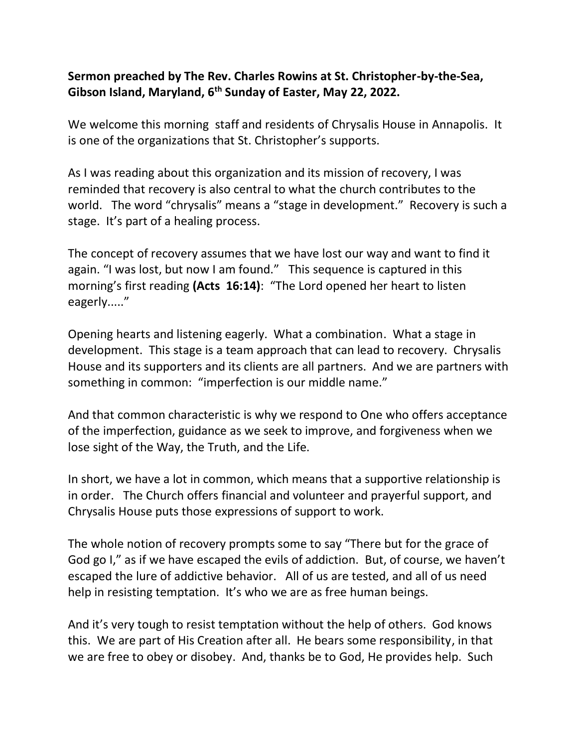**Sermon preached by The Rev. Charles Rowins at St. Christopher-by-the-Sea, Gibson Island, Maryland, 6th Sunday of Easter, May 22, 2022.**

We welcome this morning staff and residents of Chrysalis House in Annapolis. It is one of the organizations that St. Christopher's supports.

As I was reading about this organization and its mission of recovery, I was reminded that recovery is also central to what the church contributes to the world. The word "chrysalis" means a "stage in development." Recovery is such a stage. It's part of a healing process.

The concept of recovery assumes that we have lost our way and want to find it again. "I was lost, but now I am found." This sequence is captured in this morning's first reading **(Acts 16:14)**: "The Lord opened her heart to listen eagerly....."

Opening hearts and listening eagerly. What a combination. What a stage in development. This stage is a team approach that can lead to recovery. Chrysalis House and its supporters and its clients are all partners. And we are partners with something in common: "imperfection is our middle name."

And that common characteristic is why we respond to One who offers acceptance of the imperfection, guidance as we seek to improve, and forgiveness when we lose sight of the Way, the Truth, and the Life.

In short, we have a lot in common, which means that a supportive relationship is in order. The Church offers financial and volunteer and prayerful support, and Chrysalis House puts those expressions of support to work.

The whole notion of recovery prompts some to say "There but for the grace of God go I," as if we have escaped the evils of addiction. But, of course, we haven't escaped the lure of addictive behavior. All of us are tested, and all of us need help in resisting temptation. It's who we are as free human beings.

And it's very tough to resist temptation without the help of others. God knows this. We are part of His Creation after all. He bears some responsibility, in that we are free to obey or disobey. And, thanks be to God, He provides help. Such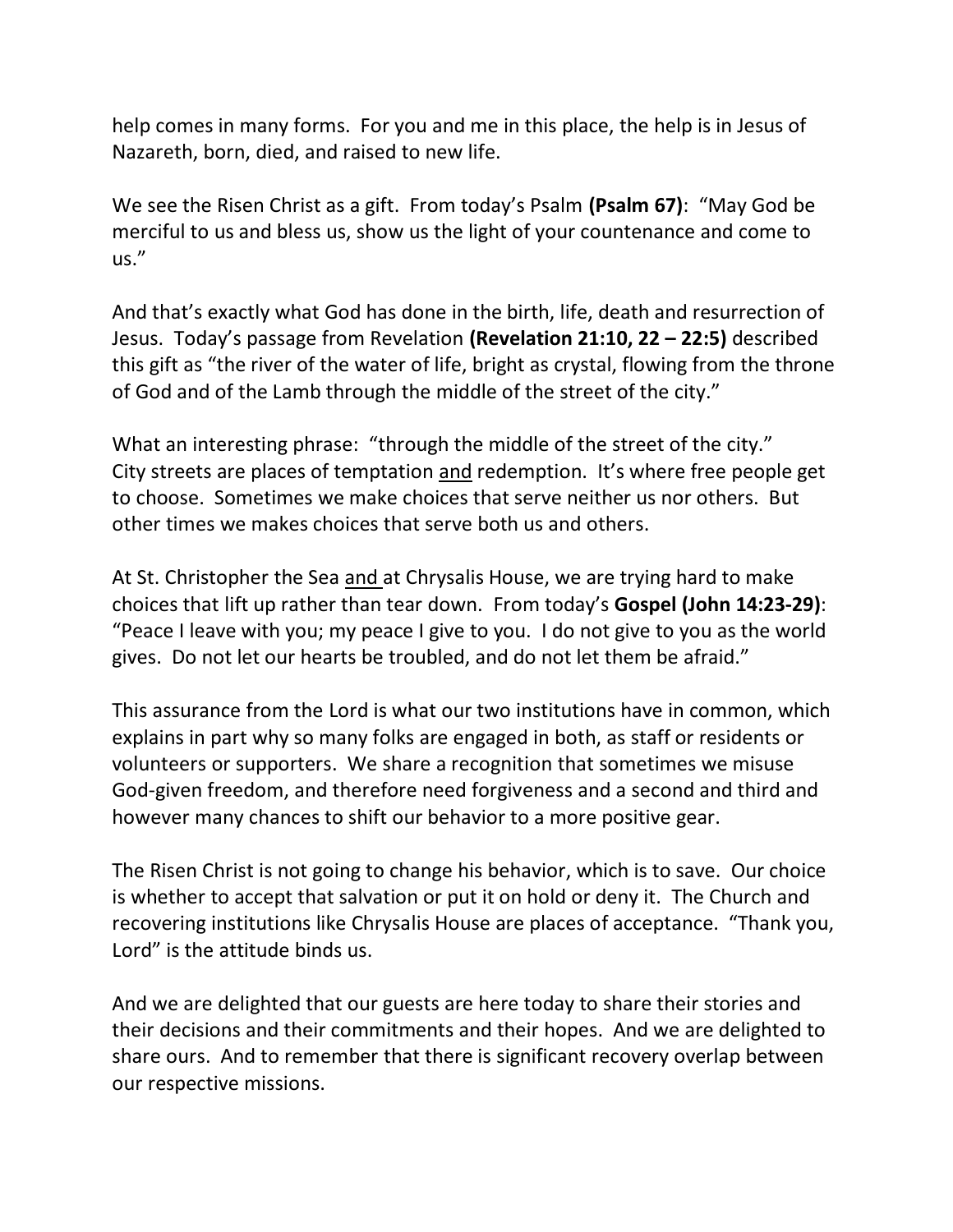help comes in many forms. For you and me in this place, the help is in Jesus of Nazareth, born, died, and raised to new life.

We see the Risen Christ as a gift. From today's Psalm **(Psalm 67)**: "May God be merciful to us and bless us, show us the light of your countenance and come to us."

And that's exactly what God has done in the birth, life, death and resurrection of Jesus. Today's passage from Revelation **(Revelation 21:10, 22 – 22:5)** described this gift as "the river of the water of life, bright as crystal, flowing from the throne of God and of the Lamb through the middle of the street of the city."

What an interesting phrase: "through the middle of the street of the city." City streets are places of temptation <u>and</u> redemption. It's where free people get to choose. Sometimes we make choices that serve neither us nor others. But other times we makes choices that serve both us and others.

At St. Christopher the Sea <u>and</u> at Chrysalis House, we are trying hard to make choices that lift up rather than tear down. From today's **Gospel (John 14:23-29)**: "Peace I leave with you; my peace I give to you. I do not give to you as the world gives. Do not let our hearts be troubled, and do not let them be afraid."

This assurance from the Lord is what our two institutions have in common, which explains in part why so many folks are engaged in both, as staff or residents or volunteers or supporters. We share a recognition that sometimes we misuse God-given freedom, and therefore need forgiveness and a second and third and however many chances to shift our behavior to a more positive gear.

The Risen Christ is not going to change his behavior, which is to save. Our choice is whether to accept that salvation or put it on hold or deny it. The Church and recovering institutions like Chrysalis House are places of acceptance. "Thank you, Lord" is the attitude binds us.

And we are delighted that our guests are here today to share their stories and their decisions and their commitments and their hopes. And we are delighted to share ours. And to remember that there is significant recovery overlap between our respective missions.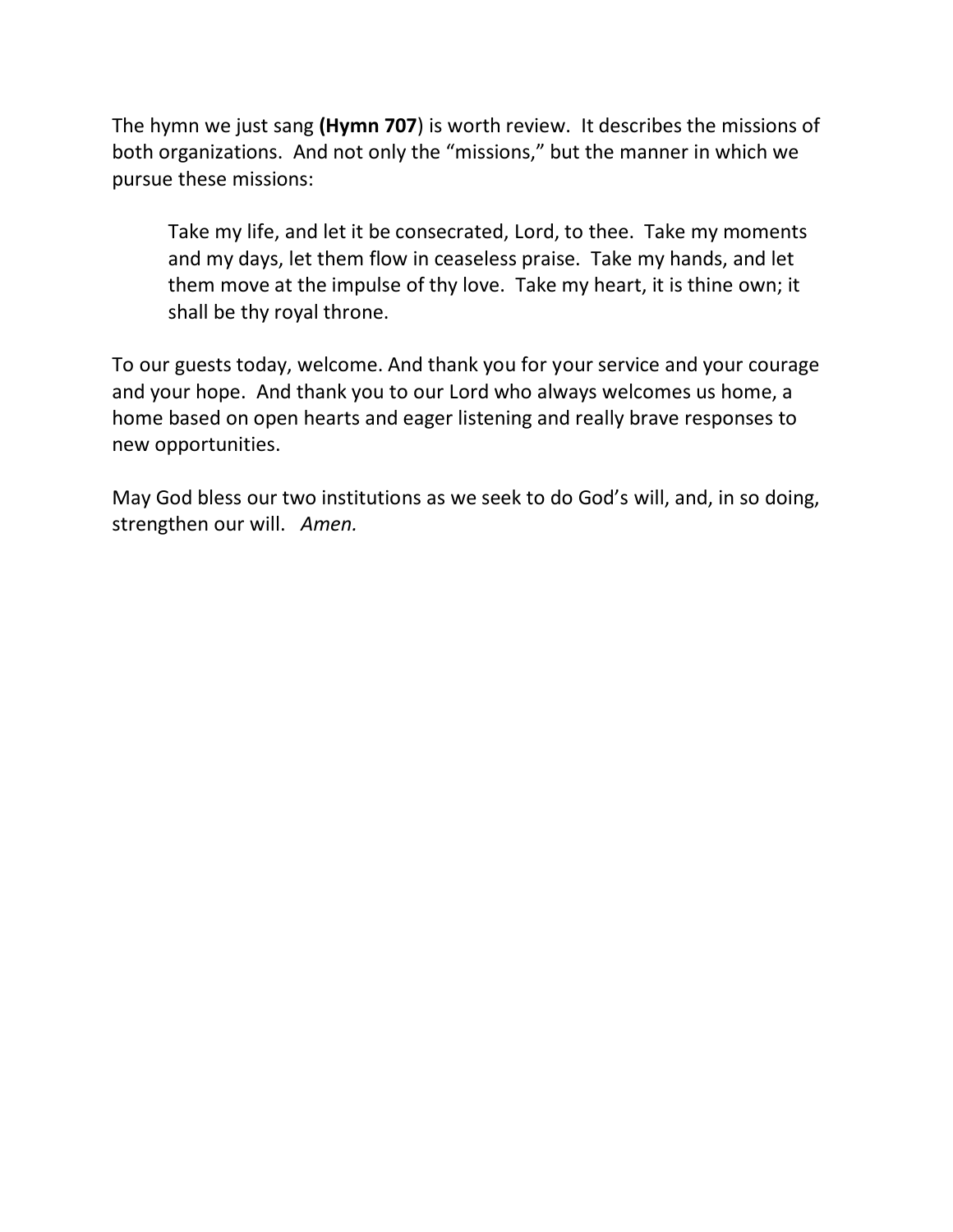The hymn we just sang **(Hymn 707**) is worth review. It describes the missions of both organizations. And not only the "missions," but the manner in which we pursue these missions:

> Take my life, and let it be consecrated, Lord, to thee. Take my moments and my days, let them flow in ceaseless praise. Take my hands, and let them move at the impulse of thy love. Take my heart, it is thine own; it shall be thy royal throne.

To our guests today, welcome. And thank you for your service and your courage and your hope. And thank you to our Lord who always welcomes us home, a home based on open hearts and eager listening and really brave responses to new opportunities.

May God bless our two institutions as we seek to do God's will, and, in so doing, strengthen our will. *Amen.*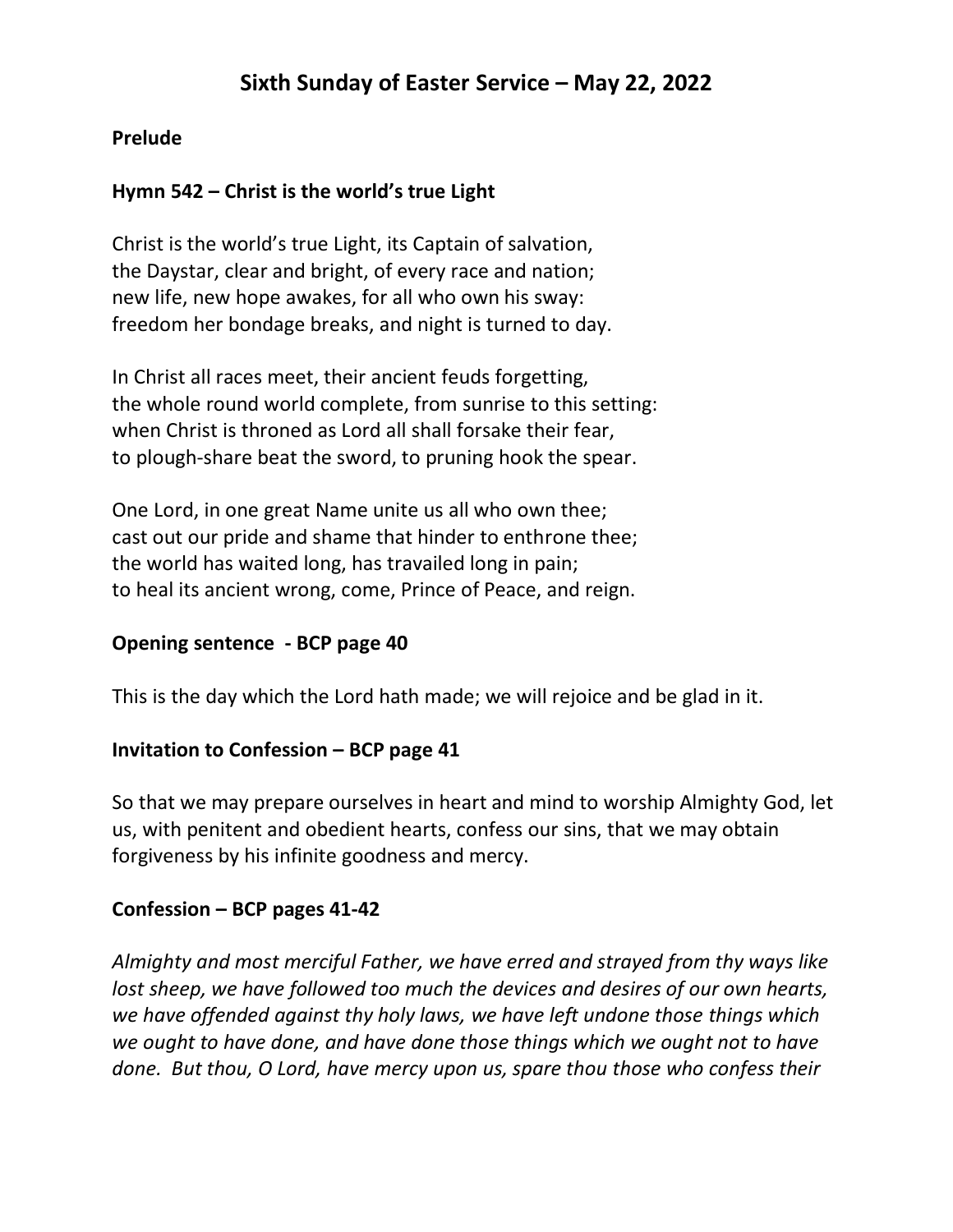# Sixth Sunday of Easter Service – May 22, 2022

**Prelude**

**Hymn 542 – Christ is the world's true Light**

Christ is the world's true Light, its Captain of salvation,
the Daystar, clear and bright, of every race and nation;
new life, new hope awakes, for all who own his sway:
freedom her bondage breaks, and night is turned to day.

In Christ all races meet, their ancient feuds forgetting,
the whole round world complete, from sunrise to this setting:
when Christ is throned as Lord all shall forsake their fear,
to plough-share beat the sword, to pruning hook the spear.

One Lord, in one great Name unite us all who own thee;
cast out our pride and shame that hinder to enthrone thee;
the world has waited long, has travailed long in pain;
to heal its ancient wrong, come, Prince of Peace, and reign.

**Opening sentence - BCP page 40**

This is the day which the Lord hath made; we will rejoice and be glad in it.

**Invitation to Confession – BCP page 41**

So that we may prepare ourselves in heart and mind to worship Almighty God, let us, with penitent and obedient hearts, confess our sins, that we may obtain forgiveness by his infinite goodness and mercy.

**Confession – BCP pages 41-42**

*Almighty and most merciful Father, we have erred and strayed from thy ways like lost sheep, we have followed too much the devices and desires of our own hearts, we have offended against thy holy laws, we have left undone those things which we ought to have done, and have done those things which we ought not to have done. But thou, O Lord, have mercy upon us, spare thou those who confess their*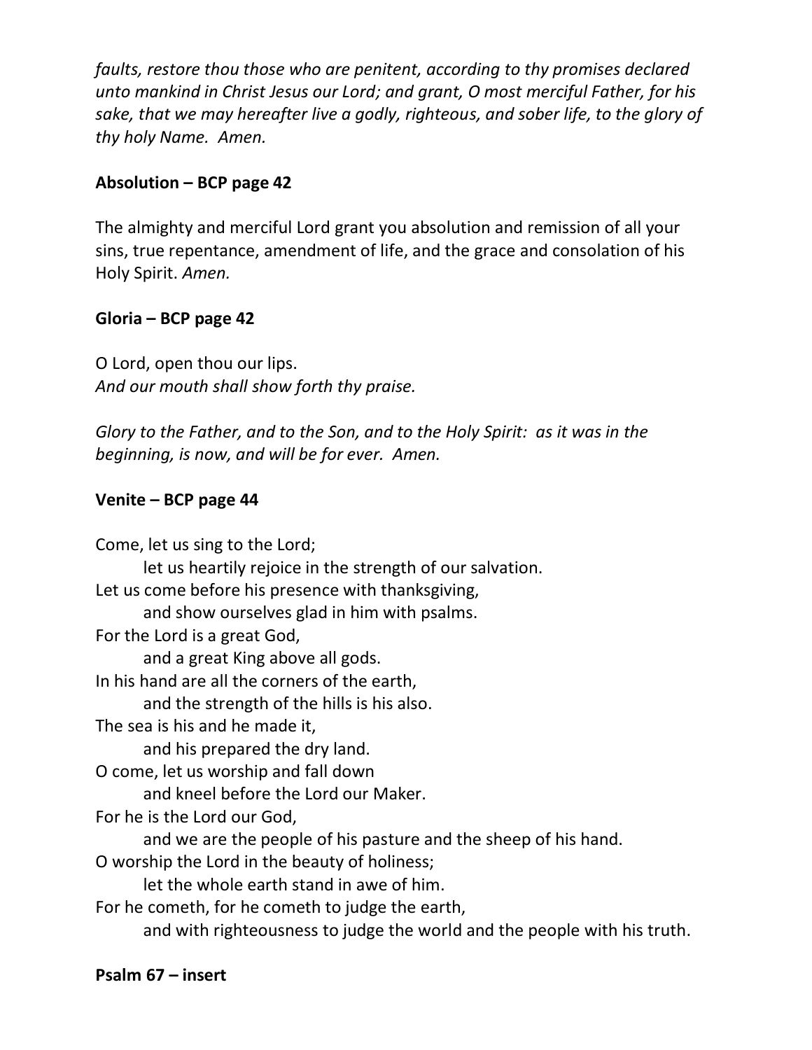*faults, restore thou those who are penitent, according to thy promises declared unto mankind in Christ Jesus our Lord; and grant, O most merciful Father, for his sake, that we may hereafter live a godly, righteous, and sober life, to the glory of thy holy Name. Amen.*

**Absolution – BCP page 42**

The almighty and merciful Lord grant you absolution and remission of all your sins, true repentance, amendment of life, and the grace and consolation of his Holy Spirit. *Amen.*

**Gloria – BCP page 42**

O Lord, open thou our lips.
*And our mouth shall show forth thy praise.*

*Glory to the Father, and to the Son, and to the Holy Spirit: as it was in the beginning, is now, and will be for ever. Amen.*

**Venite – BCP page 44**

Come, let us sing to the Lord;
    let us heartily rejoice in the strength of our salvation.
Let us come before his presence with thanksgiving,
    and show ourselves glad in him with psalms.
For the Lord is a great God,
    and a great King above all gods.
In his hand are all the corners of the earth,
    and the strength of the hills is his also.
The sea is his and he made it,
    and his prepared the dry land.
O come, let us worship and fall down
    and kneel before the Lord our Maker.
For he is the Lord our God,
    and we are the people of his pasture and the sheep of his hand.
O worship the Lord in the beauty of holiness;
    let the whole earth stand in awe of him.
For he cometh, for he cometh to judge the earth,
    and with righteousness to judge the world and the people with his truth.

**Psalm 67 – insert**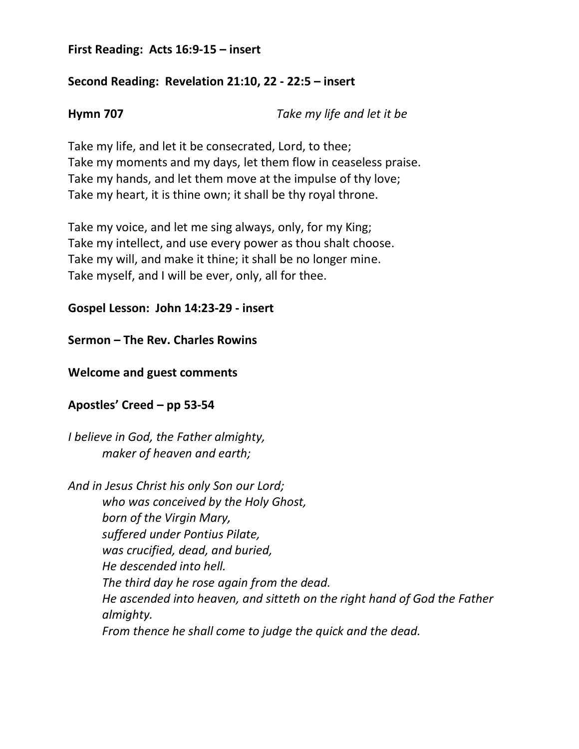**First Reading: Acts 16:9-15 – insert**

**Second Reading: Revelation 21:10, 22 - 22:5 – insert**

**Hymn 707** *Take my life and let it be*

Take my life, and let it be consecrated, Lord, to thee;
Take my moments and my days, let them flow in ceaseless praise.
Take my hands, and let them move at the impulse of thy love;
Take my heart, it is thine own; it shall be thy royal throne.

Take my voice, and let me sing always, only, for my King;
Take my intellect, and use every power as thou shalt choose.
Take my will, and make it thine; it shall be no longer mine.
Take myself, and I will be ever, only, all for thee.

**Gospel Lesson: John 14:23-29 - insert**

**Sermon – The Rev. Charles Rowins**

**Welcome and guest comments**

**Apostles' Creed – pp 53-54**

*I believe in God, the Father almighty,*
*maker of heaven and earth;*

*And in Jesus Christ his only Son our Lord;*
*who was conceived by the Holy Ghost,*
*born of the Virgin Mary,*
*suffered under Pontius Pilate,*
*was crucified, dead, and buried,*
*He descended into hell.*
*The third day he rose again from the dead.*
*He ascended into heaven, and sitteth on the right hand of God the Father almighty.*
*From thence he shall come to judge the quick and the dead.*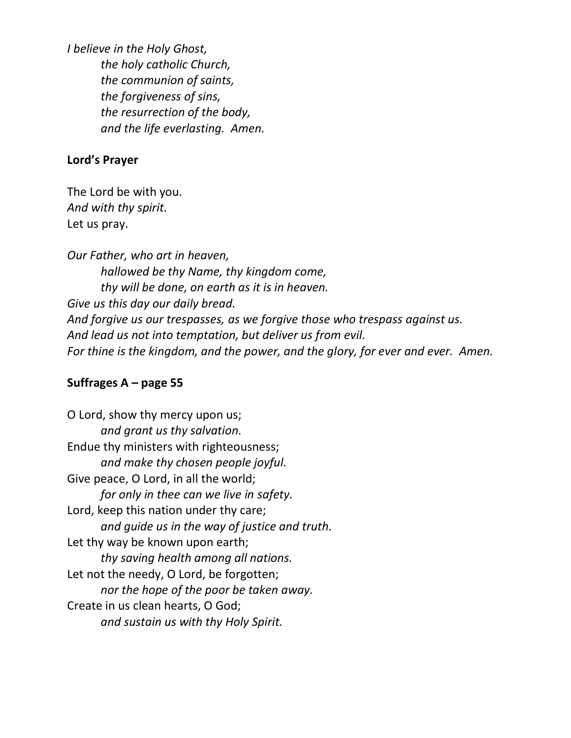*I believe in the Holy Ghost,*
*the holy catholic Church,*
*the communion of saints,*
*the forgiveness of sins,*
*the resurrection of the body,*
*and the life everlasting. Amen.*

**Lord's Prayer**

The Lord be with you.
*And with thy spirit.*
Let us pray.

*Our Father, who art in heaven,*
*hallowed be thy Name, thy kingdom come,*
*thy will be done, on earth as it is in heaven.*
*Give us this day our daily bread.*
*And forgive us our trespasses, as we forgive those who trespass against us.*
*And lead us not into temptation, but deliver us from evil.*
*For thine is the kingdom, and the power, and the glory, for ever and ever. Amen.*

**Suffrages A – page 55**

O Lord, show thy mercy upon us;
*and grant us thy salvation.*
Endue thy ministers with righteousness;
*and make thy chosen people joyful.*
Give peace, O Lord, in all the world;
*for only in thee can we live in safety.*
Lord, keep this nation under thy care;
*and guide us in the way of justice and truth.*
Let thy way be known upon earth;
*thy saving health among all nations.*
Let not the needy, O Lord, be forgotten;
*nor the hope of the poor be taken away.*
Create in us clean hearts, O God;
*and sustain us with thy Holy Spirit.*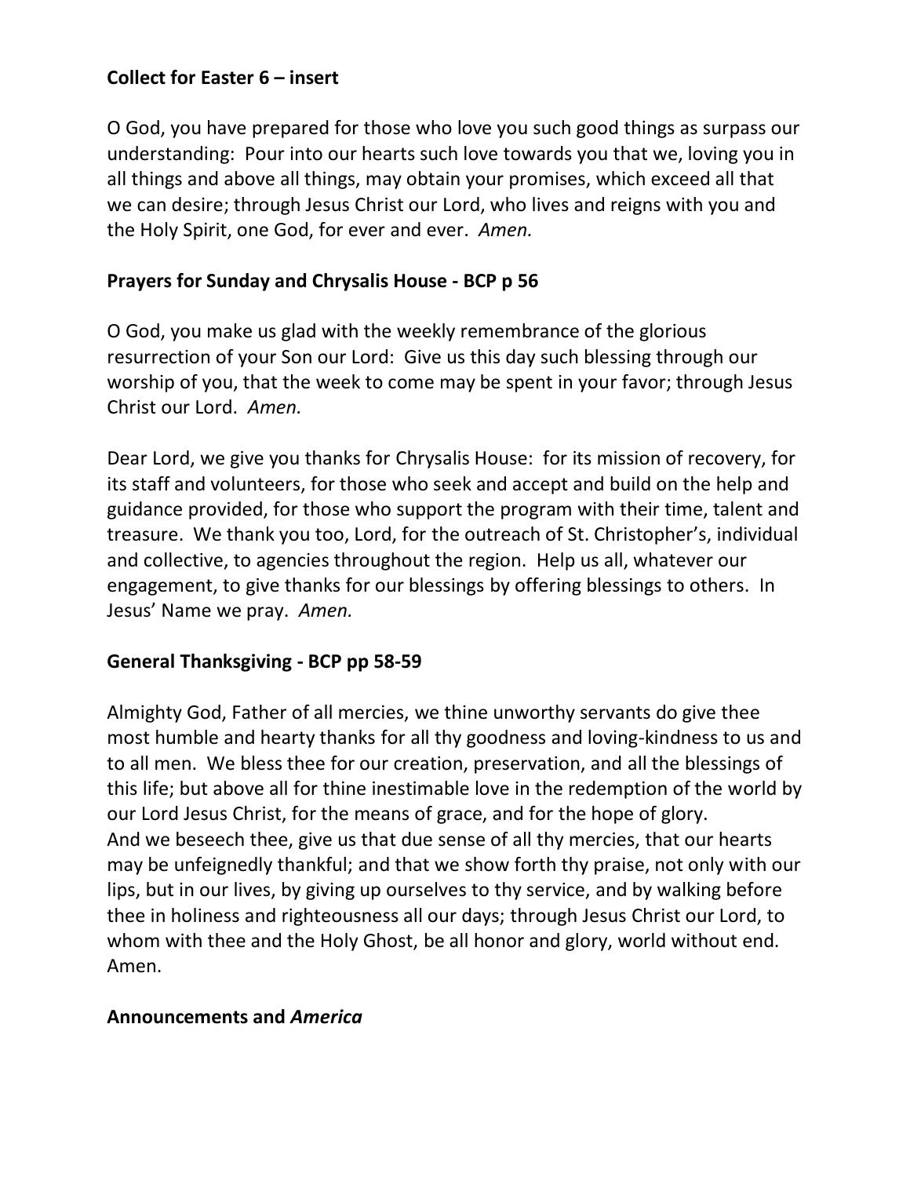**Collect for Easter 6 – insert**

O God, you have prepared for those who love you such good things as surpass our understanding: Pour into our hearts such love towards you that we, loving you in all things and above all things, may obtain your promises, which exceed all that we can desire; through Jesus Christ our Lord, who lives and reigns with you and the Holy Spirit, one God, for ever and ever. *Amen.*

**Prayers for Sunday and Chrysalis House - BCP p 56**

O God, you make us glad with the weekly remembrance of the glorious resurrection of your Son our Lord: Give us this day such blessing through our worship of you, that the week to come may be spent in your favor; through Jesus Christ our Lord. *Amen.*

Dear Lord, we give you thanks for Chrysalis House: for its mission of recovery, for its staff and volunteers, for those who seek and accept and build on the help and guidance provided, for those who support the program with their time, talent and treasure. We thank you too, Lord, for the outreach of St. Christopher's, individual and collective, to agencies throughout the region. Help us all, whatever our engagement, to give thanks for our blessings by offering blessings to others. In Jesus' Name we pray. *Amen.*

**General Thanksgiving - BCP pp 58-59**

Almighty God, Father of all mercies, we thine unworthy servants do give thee most humble and hearty thanks for all thy goodness and loving-kindness to us and to all men. We bless thee for our creation, preservation, and all the blessings of this life; but above all for thine inestimable love in the redemption of the world by our Lord Jesus Christ, for the means of grace, and for the hope of glory.
And we beseech thee, give us that due sense of all thy mercies, that our hearts may be unfeignedly thankful; and that we show forth thy praise, not only with our lips, but in our lives, by giving up ourselves to thy service, and by walking before thee in holiness and righteousness all our days; through Jesus Christ our Lord, to whom with thee and the Holy Ghost, be all honor and glory, world without end. Amen.

**Announcements and *America***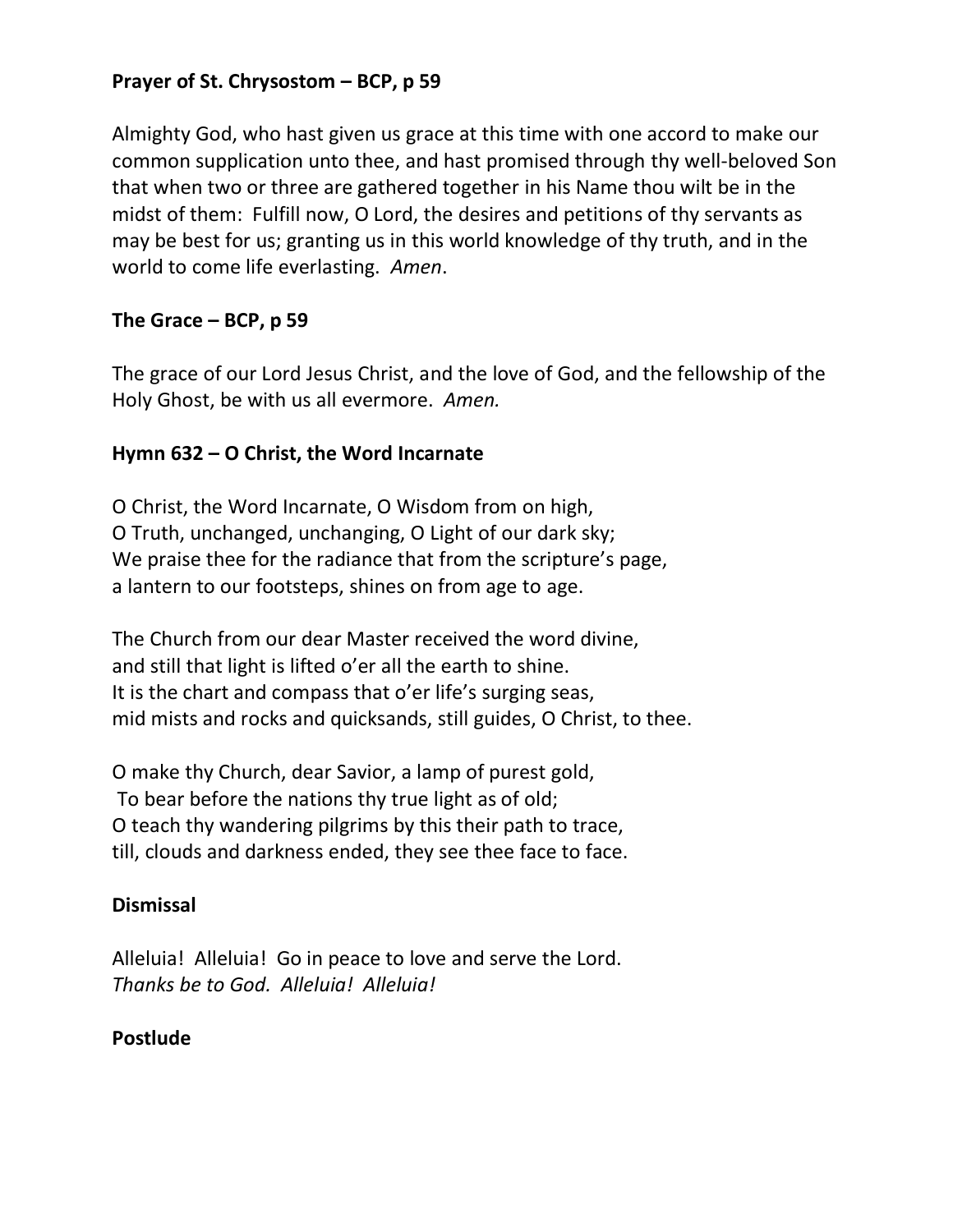**Prayer of St. Chrysostom – BCP, p 59**

Almighty God, who hast given us grace at this time with one accord to make our common supplication unto thee, and hast promised through thy well-beloved Son that when two or three are gathered together in his Name thou wilt be in the midst of them: Fulfill now, O Lord, the desires and petitions of thy servants as may be best for us; granting us in this world knowledge of thy truth, and in the world to come life everlasting. *Amen*.

**The Grace – BCP, p 59**

The grace of our Lord Jesus Christ, and the love of God, and the fellowship of the Holy Ghost, be with us all evermore. *Amen.*

**Hymn 632 – O Christ, the Word Incarnate**

O Christ, the Word Incarnate, O Wisdom from on high,
O Truth, unchanged, unchanging, O Light of our dark sky;
We praise thee for the radiance that from the scripture's page,
a lantern to our footsteps, shines on from age to age.

The Church from our dear Master received the word divine,
and still that light is lifted o'er all the earth to shine.
It is the chart and compass that o'er life's surging seas,
mid mists and rocks and quicksands, still guides, O Christ, to thee.

O make thy Church, dear Savior, a lamp of purest gold,
To bear before the nations thy true light as of old;
O teach thy wandering pilgrims by this their path to trace,
till, clouds and darkness ended, they see thee face to face.

**Dismissal**

Alleluia! Alleluia! Go in peace to love and serve the Lord.
*Thanks be to God. Alleluia! Alleluia!*

**Postlude**